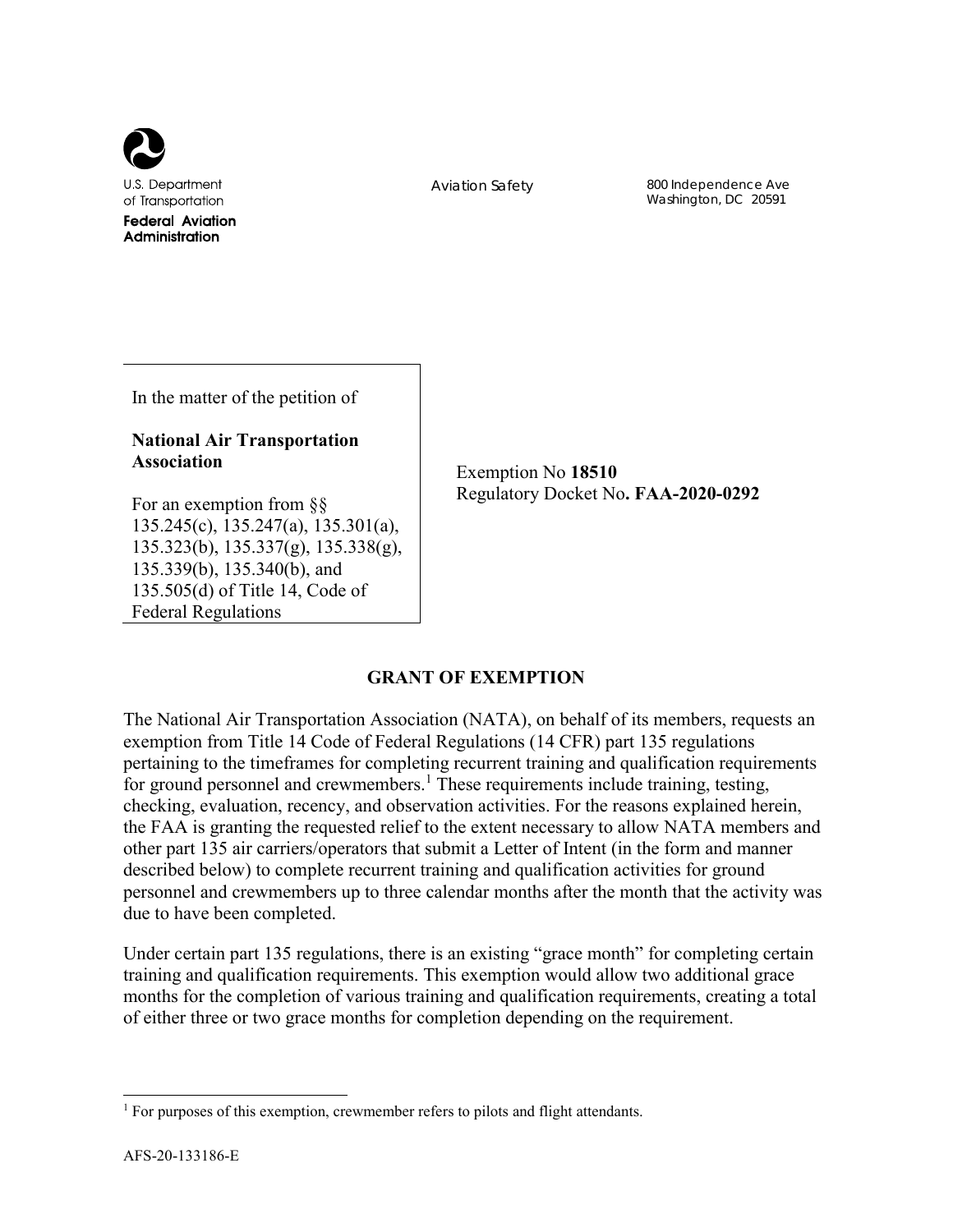U.S. Department of Transportation
Federal Aviation Administration

Aviation Safety

800 Independence Ave
Washington, DC 20591

In the matter of the petition of

**National Air Transportation Association**

For an exemption from §§ 135.245(c), 135.247(a), 135.301(a), 135.323(b), 135.337(g), 135.338(g), 135.339(b), 135.340(b), and 135.505(d) of Title 14, Code of Federal Regulations

Exemption No **18510**
Regulatory Docket No**. FAA-2020-0292**

## GRANT OF EXEMPTION

The National Air Transportation Association (NATA), on behalf of its members, requests an exemption from Title 14 Code of Federal Regulations (14 CFR) part 135 regulations pertaining to the timeframes for completing recurrent training and qualification requirements for ground personnel and crewmembers.[1] These requirements include training, testing, checking, evaluation, recency, and observation activities. For the reasons explained herein, the FAA is granting the requested relief to the extent necessary to allow NATA members and other part 135 air carriers/operators that submit a Letter of Intent (in the form and manner described below) to complete recurrent training and qualification activities for ground personnel and crewmembers up to three calendar months after the month that the activity was due to have been completed.

Under certain part 135 regulations, there is an existing "grace month" for completing certain training and qualification requirements. This exemption would allow two additional grace months for the completion of various training and qualification requirements, creating a total of either three or two grace months for completion depending on the requirement.

[1] For purposes of this exemption, crewmember refers to pilots and flight attendants.

AFS-20-133186-E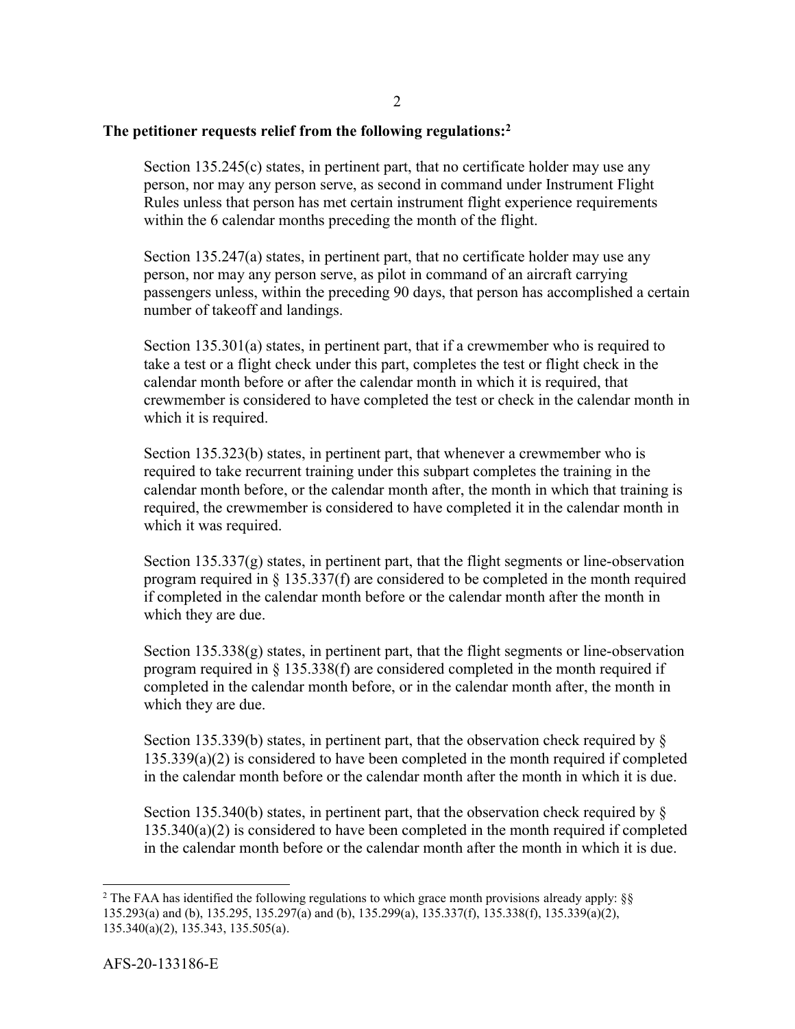**The petitioner requests relief from the following regulations:**[2]

> Section 135.245(c) states, in pertinent part, that no certificate holder may use any person, nor may any person serve, as second in command under Instrument Flight Rules unless that person has met certain instrument flight experience requirements within the 6 calendar months preceding the month of the flight.
>
> Section 135.247(a) states, in pertinent part, that no certificate holder may use any person, nor may any person serve, as pilot in command of an aircraft carrying passengers unless, within the preceding 90 days, that person has accomplished a certain number of takeoff and landings.
>
> Section 135.301(a) states, in pertinent part, that if a crewmember who is required to take a test or a flight check under this part, completes the test or flight check in the calendar month before or after the calendar month in which it is required, that crewmember is considered to have completed the test or check in the calendar month in which it is required.
>
> Section 135.323(b) states, in pertinent part, that whenever a crewmember who is required to take recurrent training under this subpart completes the training in the calendar month before, or the calendar month after, the month in which that training is required, the crewmember is considered to have completed it in the calendar month in which it was required.
>
> Section 135.337(g) states, in pertinent part, that the flight segments or line-observation program required in § 135.337(f) are considered to be completed in the month required if completed in the calendar month before or the calendar month after the month in which they are due.
>
> Section 135.338(g) states, in pertinent part, that the flight segments or line-observation program required in § 135.338(f) are considered completed in the month required if completed in the calendar month before, or in the calendar month after, the month in which they are due.
>
> Section 135.339(b) states, in pertinent part, that the observation check required by § 135.339(a)(2) is considered to have been completed in the month required if completed in the calendar month before or the calendar month after the month in which it is due.
>
> Section 135.340(b) states, in pertinent part, that the observation check required by § 135.340(a)(2) is considered to have been completed in the month required if completed in the calendar month before or the calendar month after the month in which it is due.

---

[2] The FAA has identified the following regulations to which grace month provisions already apply: §§ 135.293(a) and (b), 135.295, 135.297(a) and (b), 135.299(a), 135.337(f), 135.338(f), 135.339(a)(2), 135.340(a)(2), 135.343, 135.505(a).

AFS-20-133186-E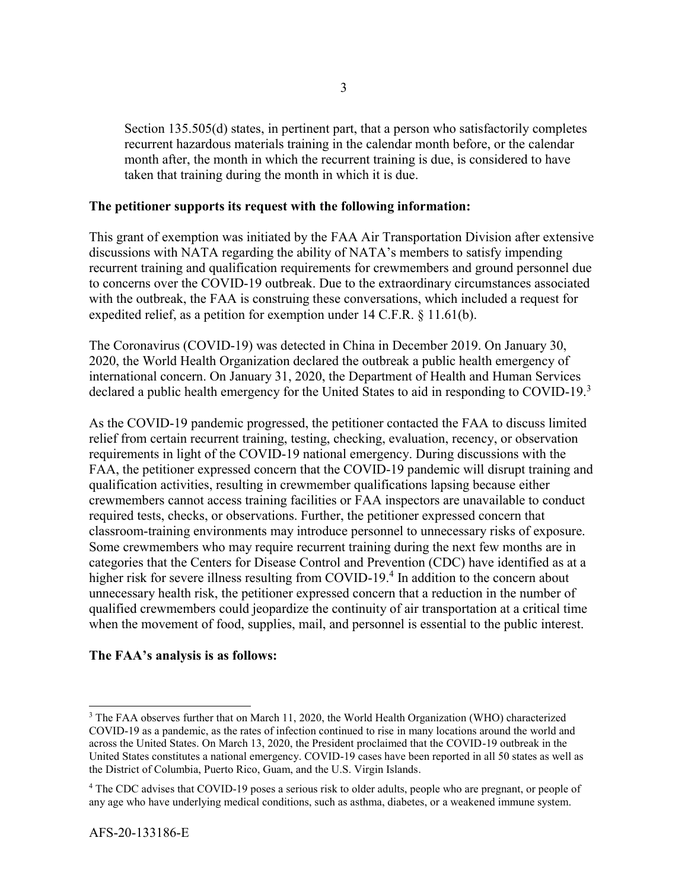Section 135.505(d) states, in pertinent part, that a person who satisfactorily completes recurrent hazardous materials training in the calendar month before, or the calendar month after, the month in which the recurrent training is due, is considered to have taken that training during the month in which it is due.

**The petitioner supports its request with the following information:**

This grant of exemption was initiated by the FAA Air Transportation Division after extensive discussions with NATA regarding the ability of NATA's members to satisfy impending recurrent training and qualification requirements for crewmembers and ground personnel due to concerns over the COVID-19 outbreak. Due to the extraordinary circumstances associated with the outbreak, the FAA is construing these conversations, which included a request for expedited relief, as a petition for exemption under 14 C.F.R. § 11.61(b).

The Coronavirus (COVID-19) was detected in China in December 2019. On January 30, 2020, the World Health Organization declared the outbreak a public health emergency of international concern. On January 31, 2020, the Department of Health and Human Services declared a public health emergency for the United States to aid in responding to COVID-19.[3]

As the COVID-19 pandemic progressed, the petitioner contacted the FAA to discuss limited relief from certain recurrent training, testing, checking, evaluation, recency, or observation requirements in light of the COVID-19 national emergency. During discussions with the FAA, the petitioner expressed concern that the COVID-19 pandemic will disrupt training and qualification activities, resulting in crewmember qualifications lapsing because either crewmembers cannot access training facilities or FAA inspectors are unavailable to conduct required tests, checks, or observations. Further, the petitioner expressed concern that classroom-training environments may introduce personnel to unnecessary risks of exposure. Some crewmembers who may require recurrent training during the next few months are in categories that the Centers for Disease Control and Prevention (CDC) have identified as at a higher risk for severe illness resulting from COVID-19.[4] In addition to the concern about unnecessary health risk, the petitioner expressed concern that a reduction in the number of qualified crewmembers could jeopardize the continuity of air transportation at a critical time when the movement of food, supplies, mail, and personnel is essential to the public interest.

**The FAA's analysis is as follows:**

[3] The FAA observes further that on March 11, 2020, the World Health Organization (WHO) characterized COVID-19 as a pandemic, as the rates of infection continued to rise in many locations around the world and across the United States. On March 13, 2020, the President proclaimed that the COVID-19 outbreak in the United States constitutes a national emergency. COVID-19 cases have been reported in all 50 states as well as the District of Columbia, Puerto Rico, Guam, and the U.S. Virgin Islands.

[4] The CDC advises that COVID-19 poses a serious risk to older adults, people who are pregnant, or people of any age who have underlying medical conditions, such as asthma, diabetes, or a weakened immune system.

AFS-20-133186-E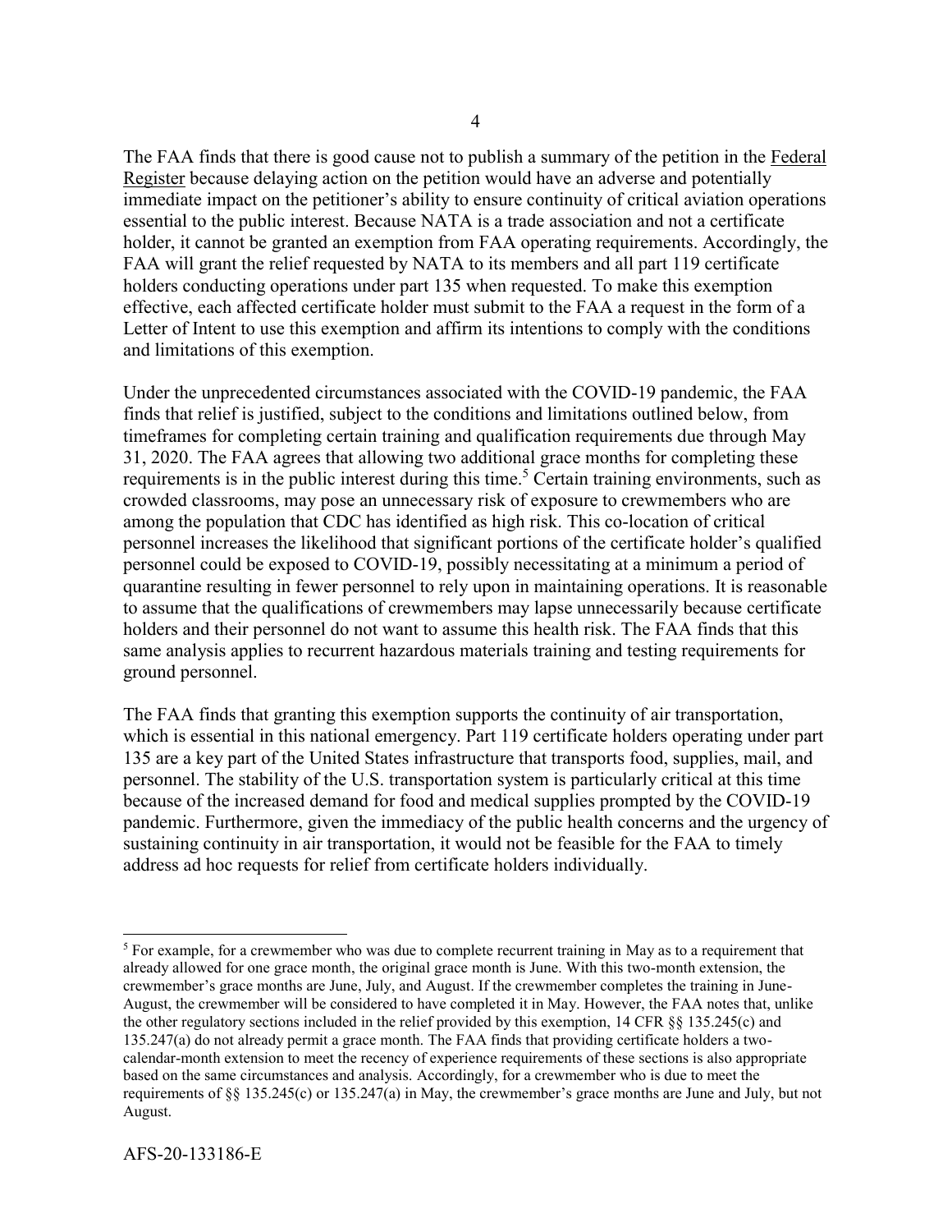The FAA finds that there is good cause not to publish a summary of the petition in the Federal Register because delaying action on the petition would have an adverse and potentially immediate impact on the petitioner's ability to ensure continuity of critical aviation operations essential to the public interest. Because NATA is a trade association and not a certificate holder, it cannot be granted an exemption from FAA operating requirements. Accordingly, the FAA will grant the relief requested by NATA to its members and all part 119 certificate holders conducting operations under part 135 when requested. To make this exemption effective, each affected certificate holder must submit to the FAA a request in the form of a Letter of Intent to use this exemption and affirm its intentions to comply with the conditions and limitations of this exemption.

Under the unprecedented circumstances associated with the COVID-19 pandemic, the FAA finds that relief is justified, subject to the conditions and limitations outlined below, from timeframes for completing certain training and qualification requirements due through May 31, 2020. The FAA agrees that allowing two additional grace months for completing these requirements is in the public interest during this time.[5] Certain training environments, such as crowded classrooms, may pose an unnecessary risk of exposure to crewmembers who are among the population that CDC has identified as high risk. This co-location of critical personnel increases the likelihood that significant portions of the certificate holder's qualified personnel could be exposed to COVID-19, possibly necessitating at a minimum a period of quarantine resulting in fewer personnel to rely upon in maintaining operations. It is reasonable to assume that the qualifications of crewmembers may lapse unnecessarily because certificate holders and their personnel do not want to assume this health risk. The FAA finds that this same analysis applies to recurrent hazardous materials training and testing requirements for ground personnel.

The FAA finds that granting this exemption supports the continuity of air transportation, which is essential in this national emergency. Part 119 certificate holders operating under part 135 are a key part of the United States infrastructure that transports food, supplies, mail, and personnel. The stability of the U.S. transportation system is particularly critical at this time because of the increased demand for food and medical supplies prompted by the COVID-19 pandemic. Furthermore, given the immediacy of the public health concerns and the urgency of sustaining continuity in air transportation, it would not be feasible for the FAA to timely address ad hoc requests for relief from certificate holders individually.

---

[5] For example, for a crewmember who was due to complete recurrent training in May as to a requirement that already allowed for one grace month, the original grace month is June. With this two-month extension, the crewmember's grace months are June, July, and August. If the crewmember completes the training in June-August, the crewmember will be considered to have completed it in May. However, the FAA notes that, unlike the other regulatory sections included in the relief provided by this exemption, 14 CFR §§ 135.245(c) and 135.247(a) do not already permit a grace month. The FAA finds that providing certificate holders a two-calendar-month extension to meet the recency of experience requirements of these sections is also appropriate based on the same circumstances and analysis. Accordingly, for a crewmember who is due to meet the requirements of §§ 135.245(c) or 135.247(a) in May, the crewmember's grace months are June and July, but not August.

AFS-20-133186-E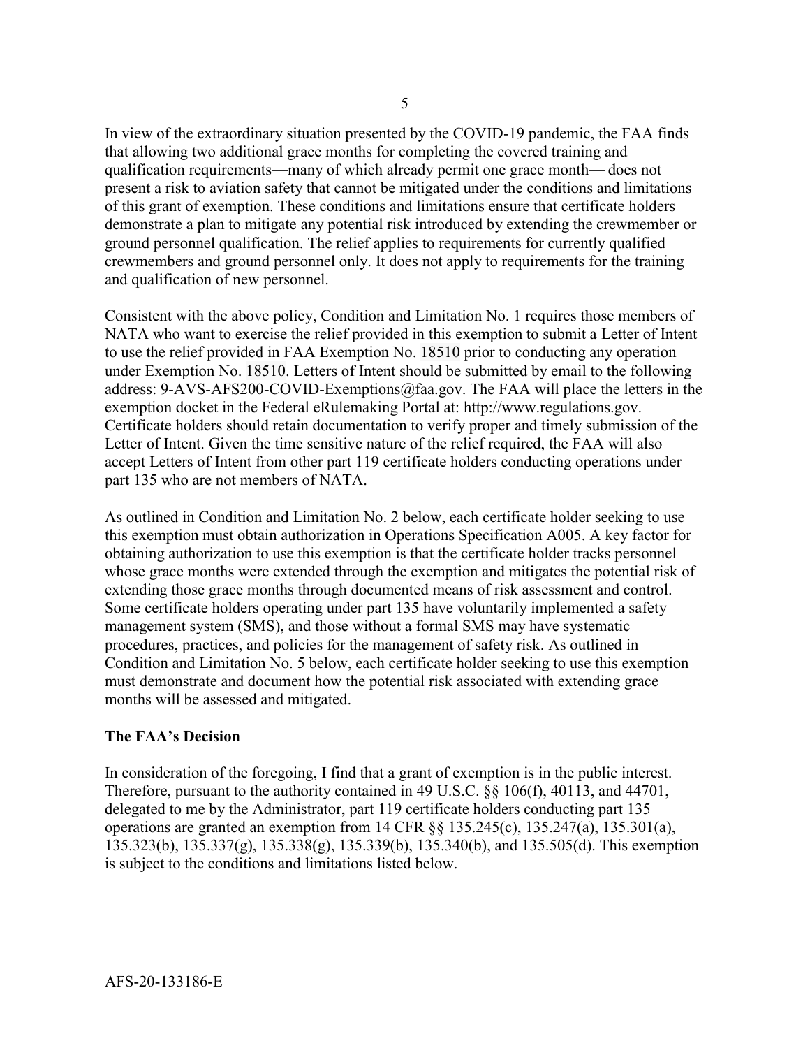In view of the extraordinary situation presented by the COVID-19 pandemic, the FAA finds that allowing two additional grace months for completing the covered training and qualification requirements—many of which already permit one grace month— does not present a risk to aviation safety that cannot be mitigated under the conditions and limitations of this grant of exemption. These conditions and limitations ensure that certificate holders demonstrate a plan to mitigate any potential risk introduced by extending the crewmember or ground personnel qualification. The relief applies to requirements for currently qualified crewmembers and ground personnel only. It does not apply to requirements for the training and qualification of new personnel.

Consistent with the above policy, Condition and Limitation No. 1 requires those members of NATA who want to exercise the relief provided in this exemption to submit a Letter of Intent to use the relief provided in FAA Exemption No. 18510 prior to conducting any operation under Exemption No. 18510. Letters of Intent should be submitted by email to the following address: 9-AVS-AFS200-COVID-Exemptions@faa.gov. The FAA will place the letters in the exemption docket in the Federal eRulemaking Portal at: http://www.regulations.gov. Certificate holders should retain documentation to verify proper and timely submission of the Letter of Intent. Given the time sensitive nature of the relief required, the FAA will also accept Letters of Intent from other part 119 certificate holders conducting operations under part 135 who are not members of NATA.

As outlined in Condition and Limitation No. 2 below, each certificate holder seeking to use this exemption must obtain authorization in Operations Specification A005. A key factor for obtaining authorization to use this exemption is that the certificate holder tracks personnel whose grace months were extended through the exemption and mitigates the potential risk of extending those grace months through documented means of risk assessment and control. Some certificate holders operating under part 135 have voluntarily implemented a safety management system (SMS), and those without a formal SMS may have systematic procedures, practices, and policies for the management of safety risk. As outlined in Condition and Limitation No. 5 below, each certificate holder seeking to use this exemption must demonstrate and document how the potential risk associated with extending grace months will be assessed and mitigated.

## The FAA's Decision

In consideration of the foregoing, I find that a grant of exemption is in the public interest. Therefore, pursuant to the authority contained in 49 U.S.C. §§ 106(f), 40113, and 44701, delegated to me by the Administrator, part 119 certificate holders conducting part 135 operations are granted an exemption from 14 CFR §§ 135.245(c), 135.247(a), 135.301(a), 135.323(b), 135.337(g), 135.338(g), 135.339(b), 135.340(b), and 135.505(d). This exemption is subject to the conditions and limitations listed below.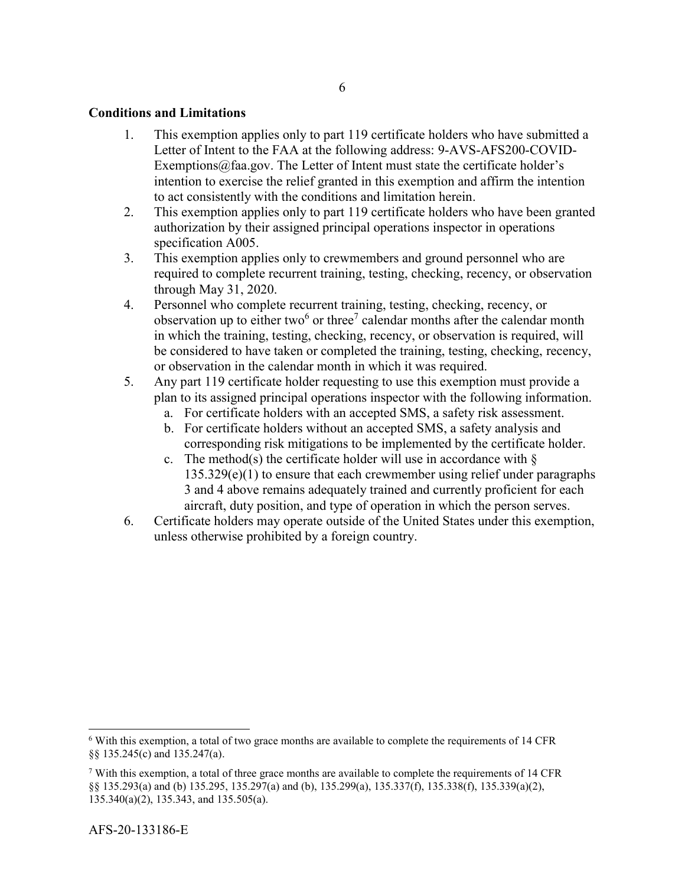**Conditions and Limitations**

1. This exemption applies only to part 119 certificate holders who have submitted a Letter of Intent to the FAA at the following address: 9-AVS-AFS200-COVID-Exemptions@faa.gov. The Letter of Intent must state the certificate holder's intention to exercise the relief granted in this exemption and affirm the intention to act consistently with the conditions and limitation herein.
2. This exemption applies only to part 119 certificate holders who have been granted authorization by their assigned principal operations inspector in operations specification A005.
3. This exemption applies only to crewmembers and ground personnel who are required to complete recurrent training, testing, checking, recency, or observation through May 31, 2020.
4. Personnel who complete recurrent training, testing, checking, recency, or observation up to either two[6] or three[7] calendar months after the calendar month in which the training, testing, checking, recency, or observation is required, will be considered to have taken or completed the training, testing, checking, recency, or observation in the calendar month in which it was required.
5. Any part 119 certificate holder requesting to use this exemption must provide a plan to its assigned principal operations inspector with the following information.
   a. For certificate holders with an accepted SMS, a safety risk assessment.
   b. For certificate holders without an accepted SMS, a safety analysis and corresponding risk mitigations to be implemented by the certificate holder.
   c. The method(s) the certificate holder will use in accordance with § 135.329(e)(1) to ensure that each crewmember using relief under paragraphs 3 and 4 above remains adequately trained and currently proficient for each aircraft, duty position, and type of operation in which the person serves.
6. Certificate holders may operate outside of the United States under this exemption, unless otherwise prohibited by a foreign country.

---

[6] With this exemption, a total of two grace months are available to complete the requirements of 14 CFR §§ 135.245(c) and 135.247(a).

[7] With this exemption, a total of three grace months are available to complete the requirements of 14 CFR §§ 135.293(a) and (b) 135.295, 135.297(a) and (b), 135.299(a), 135.337(f), 135.338(f), 135.339(a)(2), 135.340(a)(2), 135.343, and 135.505(a).

AFS-20-133186-E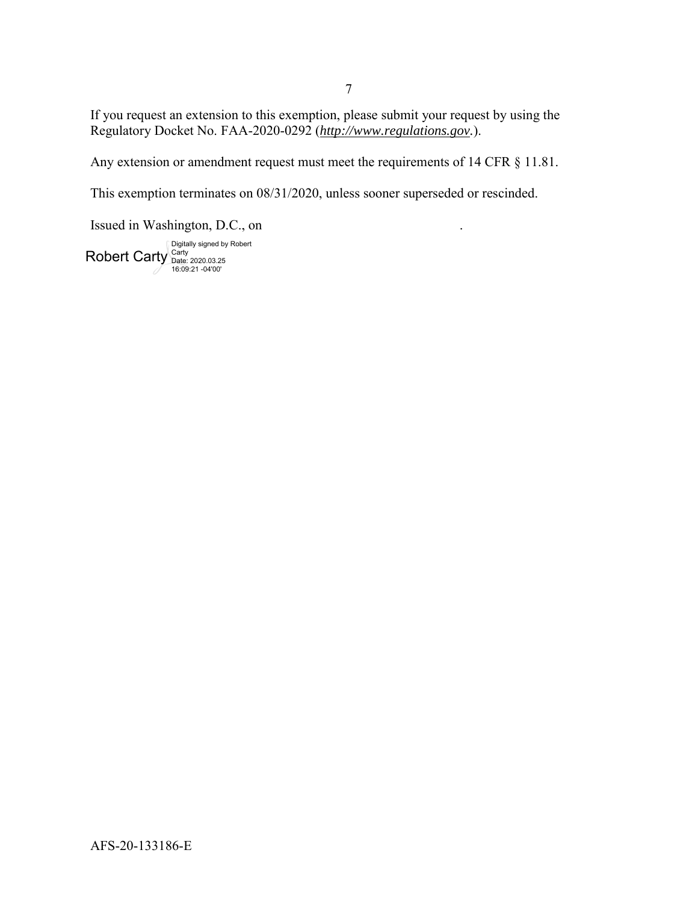If you request an extension to this exemption, please submit your request by using the Regulatory Docket No. FAA-2020-0292 (*http://www.regulations.gov*.).

Any extension or amendment request must meet the requirements of 14 CFR § 11.81.

This exemption terminates on 08/31/2020, unless sooner superseded or rescinded.

Issued in Washington, D.C., on .

Robert Carty
Digitally signed by Robert Carty
Date: 2020.03.25 16:09:21 -04'00'

AFS-20-133186-E